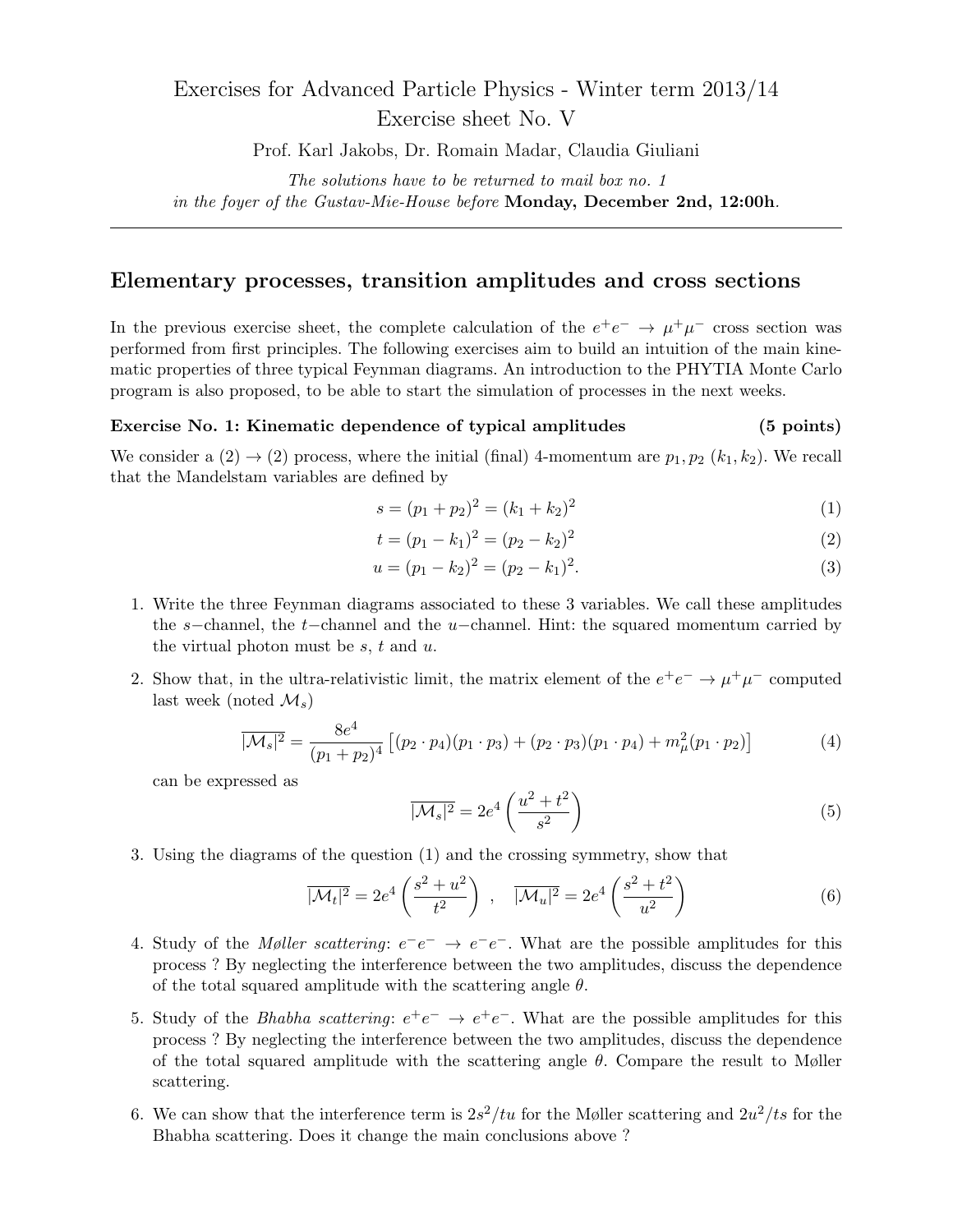# Exercises for Advanced Particle Physics - Winter term 2013/14
## Exercise sheet No. V

Prof. Karl Jakobs, Dr. Romain Madar, Claudia Giuliani

*The solutions have to be returned to mail box no. 1*
*in the foyer of the Gustav-Mie-House before* **Monday, December 2nd, 12:00h**.

---

## Elementary processes, transition amplitudes and cross sections

In the previous exercise sheet, the complete calculation of the $e^+e^- \to \mu^+\mu^-$ cross section was performed from first principles. The following exercises aim to build an intuition of the main kinematic properties of three typical Feynman diagrams. An introduction to the PHYTIA Monte Carlo program is also proposed, to be able to start the simulation of processes in the next weeks.

### Exercise No. 1: Kinematic dependence of typical amplitudes (5 points)

We consider a (2) $\to$ (2) process, where the initial (final) 4-momentum are $p_1, p_2$ ($k_1, k_2$). We recall that the Mandelstam variables are defined by

$$s = (p_1 + p_2)^2 = (k_1 + k_2)^2 \tag{1}$$

$$t = (p_1 - k_1)^2 = (p_2 - k_2)^2 \tag{2}$$

$$u = (p_1 - k_2)^2 = (p_2 - k_1)^2. \tag{3}$$

1. Write the three Feynman diagrams associated to these 3 variables. We call these amplitudes the $s-$channel, the $t-$channel and the $u-$channel. Hint: the squared momentum carried by the virtual photon must be $s$, $t$ and $u$.

2. Show that, in the ultra-relativistic limit, the matrix element of the $e^+e^- \to \mu^+\mu^-$ computed last week (noted $\mathcal{M}_s$)

$$\overline{|\mathcal{M}_s|^2} = \frac{8e^4}{(p_1 + p_2)^4}\left[(p_2 \cdot p_4)(p_1 \cdot p_3) + (p_2 \cdot p_3)(p_1 \cdot p_4) + m_\mu^2 (p_1 \cdot p_2)\right] \tag{4}$$

   can be expressed as

$$\overline{|\mathcal{M}_s|^2} = 2e^4\left(\frac{u^2 + t^2}{s^2}\right) \tag{5}$$

3. Using the diagrams of the question (1) and the crossing symmetry, show that

$$\overline{|\mathcal{M}_t|^2} = 2e^4\left(\frac{s^2 + u^2}{t^2}\right) \quad , \quad \overline{|\mathcal{M}_u|^2} = 2e^4\left(\frac{s^2 + t^2}{u^2}\right) \tag{6}$$

4. Study of the *Møller scattering*: $e^-e^- \to e^-e^-$. What are the possible amplitudes for this process ? By neglecting the interference between the two amplitudes, discuss the dependence of the total squared amplitude with the scattering angle $\theta$.

5. Study of the *Bhabha scattering*: $e^+e^- \to e^+e^-$. What are the possible amplitudes for this process ? By neglecting the interference between the two amplitudes, discuss the dependence of the total squared amplitude with the scattering angle $\theta$. Compare the result to Møller scattering.

6. We can show that the interference term is $2s^2/tu$ for the Møller scattering and $2u^2/ts$ for the Bhabha scattering. Does it change the main conclusions above ?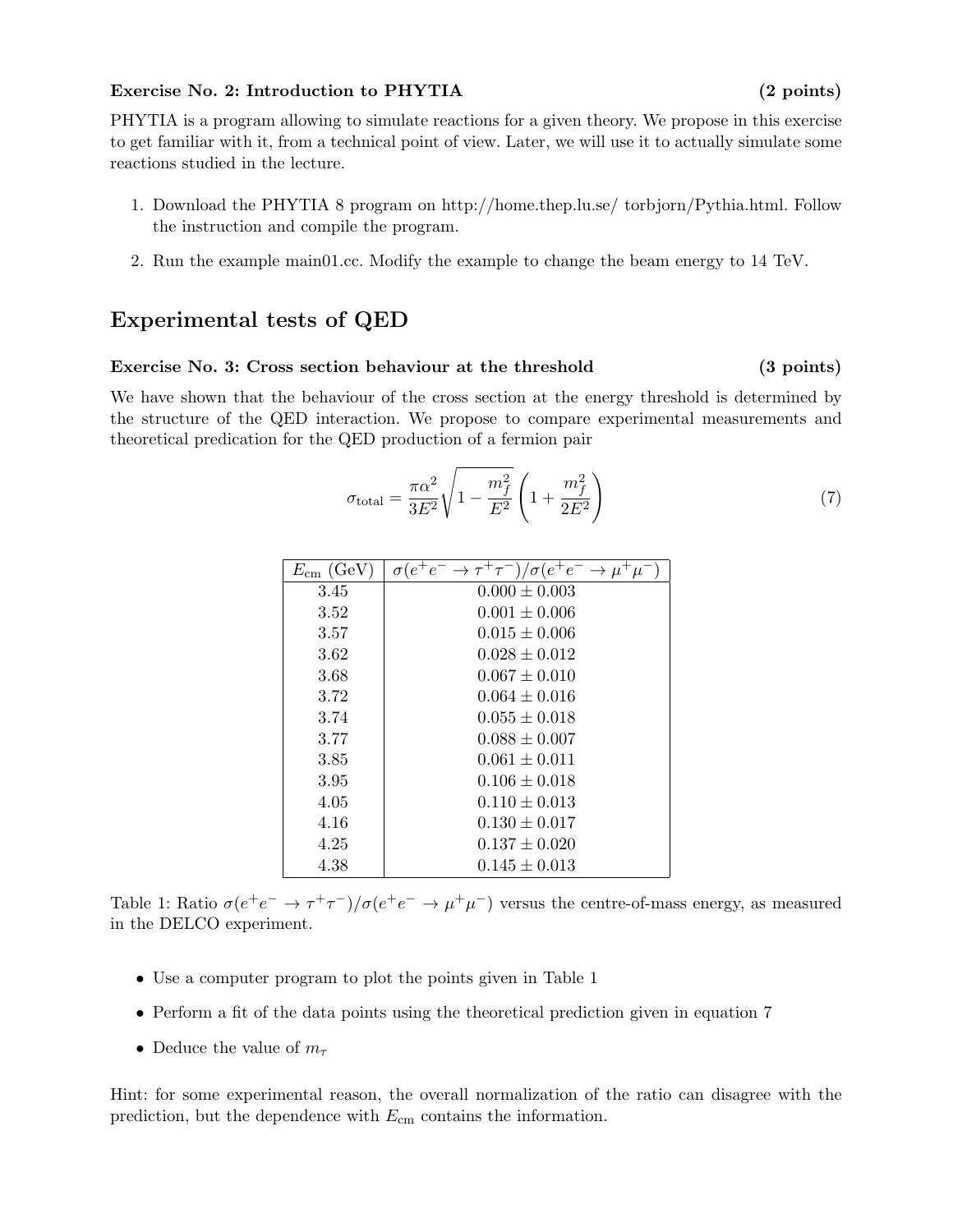**Exercise No. 2: Introduction to PHYTIA (2 points)**

PHYTIA is a program allowing to simulate reactions for a given theory. We propose in this exercise to get familiar with it, from a technical point of view. Later, we will use it to actually simulate some reactions studied in the lecture.

1. Download the PHYTIA 8 program on http://home.thep.lu.se/ torbjorn/Pythia.html. Follow the instruction and compile the program.
2. Run the example main01.cc. Modify the example to change the beam energy to 14 TeV.

## Experimental tests of QED

**Exercise No. 3: Cross section behaviour at the threshold (3 points)**

We have shown that the behaviour of the cross section at the energy threshold is determined by the structure of the QED interaction. We propose to compare experimental measurements and theoretical predication for the QED production of a fermion pair

$$\sigma_{\text{total}} = \frac{\pi\alpha^2}{3E^2}\sqrt{1 - \frac{m_f^2}{E^2}}\left(1 + \frac{m_f^2}{2E^2}\right) \tag{7}$$

| $E_{\text{cm}}$ (GeV) | $\sigma(e^+e^- \to \tau^+\tau^-)/\sigma(e^+e^- \to \mu^+\mu^-)$ |
|---|---|
| 3.45 | $0.000 \pm 0.003$ |
| 3.52 | $0.001 \pm 0.006$ |
| 3.57 | $0.015 \pm 0.006$ |
| 3.62 | $0.028 \pm 0.012$ |
| 3.68 | $0.067 \pm 0.010$ |
| 3.72 | $0.064 \pm 0.016$ |
| 3.74 | $0.055 \pm 0.018$ |
| 3.77 | $0.088 \pm 0.007$ |
| 3.85 | $0.061 \pm 0.011$ |
| 3.95 | $0.106 \pm 0.018$ |
| 4.05 | $0.110 \pm 0.013$ |
| 4.16 | $0.130 \pm 0.017$ |
| 4.25 | $0.137 \pm 0.020$ |
| 4.38 | $0.145 \pm 0.013$ |

Table 1: Ratio $\sigma(e^+e^- \to \tau^+\tau^-)/\sigma(e^+e^- \to \mu^+\mu^-)$ versus the centre-of-mass energy, as measured in the DELCO experiment.

- Use a computer program to plot the points given in Table 1
- Perform a fit of the data points using the theoretical prediction given in equation 7
- Deduce the value of $m_\tau$

Hint: for some experimental reason, the overall normalization of the ratio can disagree with the prediction, but the dependence with $E_{\text{cm}}$ contains the information.